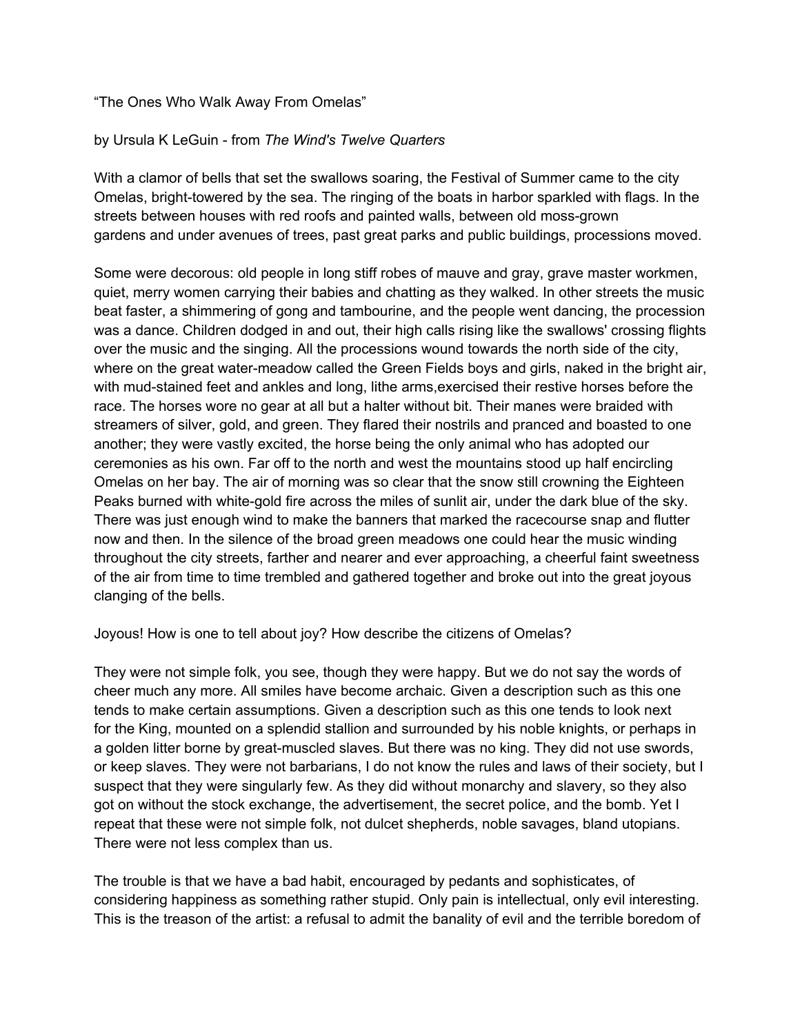"The Ones Who Walk Away From Omelas"

by Ursula K LeGuin - from *The Wind's Twelve Quarters*

With a clamor of bells that set the swallows soaring, the Festival of Summer came to the city Omelas, bright-towered by the sea. The ringing of the boats in harbor sparkled with flags. In the streets between houses with red roofs and painted walls, between old moss-grown gardens and under avenues of trees, past great parks and public buildings, processions moved.

Some were decorous: old people in long stiff robes of mauve and gray, grave master workmen, quiet, merry women carrying their babies and chatting as they walked. In other streets the music beat faster, a shimmering of gong and tambourine, and the people went dancing, the procession was a dance. Children dodged in and out, their high calls rising like the swallows' crossing flights over the music and the singing. All the processions wound towards the north side of the city, where on the great water-meadow called the Green Fields boys and girls, naked in the bright air, with mud-stained feet and ankles and long, lithe arms,exercised their restive horses before the race. The horses wore no gear at all but a halter without bit. Their manes were braided with streamers of silver, gold, and green. They flared their nostrils and pranced and boasted to one another; they were vastly excited, the horse being the only animal who has adopted our ceremonies as his own. Far off to the north and west the mountains stood up half encircling Omelas on her bay. The air of morning was so clear that the snow still crowning the Eighteen Peaks burned with white-gold fire across the miles of sunlit air, under the dark blue of the sky. There was just enough wind to make the banners that marked the racecourse snap and flutter now and then. In the silence of the broad green meadows one could hear the music winding throughout the city streets, farther and nearer and ever approaching, a cheerful faint sweetness of the air from time to time trembled and gathered together and broke out into the great joyous clanging of the bells.

Joyous! How is one to tell about joy? How describe the citizens of Omelas?

They were not simple folk, you see, though they were happy. But we do not say the words of cheer much any more. All smiles have become archaic. Given a description such as this one tends to make certain assumptions. Given a description such as this one tends to look next for the King, mounted on a splendid stallion and surrounded by his noble knights, or perhaps in a golden litter borne by great-muscled slaves. But there was no king. They did not use swords, or keep slaves. They were not barbarians, I do not know the rules and laws of their society, but I suspect that they were singularly few. As they did without monarchy and slavery, so they also got on without the stock exchange, the advertisement, the secret police, and the bomb. Yet I repeat that these were not simple folk, not dulcet shepherds, noble savages, bland utopians. There were not less complex than us.

The trouble is that we have a bad habit, encouraged by pedants and sophisticates, of considering happiness as something rather stupid. Only pain is intellectual, only evil interesting. This is the treason of the artist: a refusal to admit the banality of evil and the terrible boredom of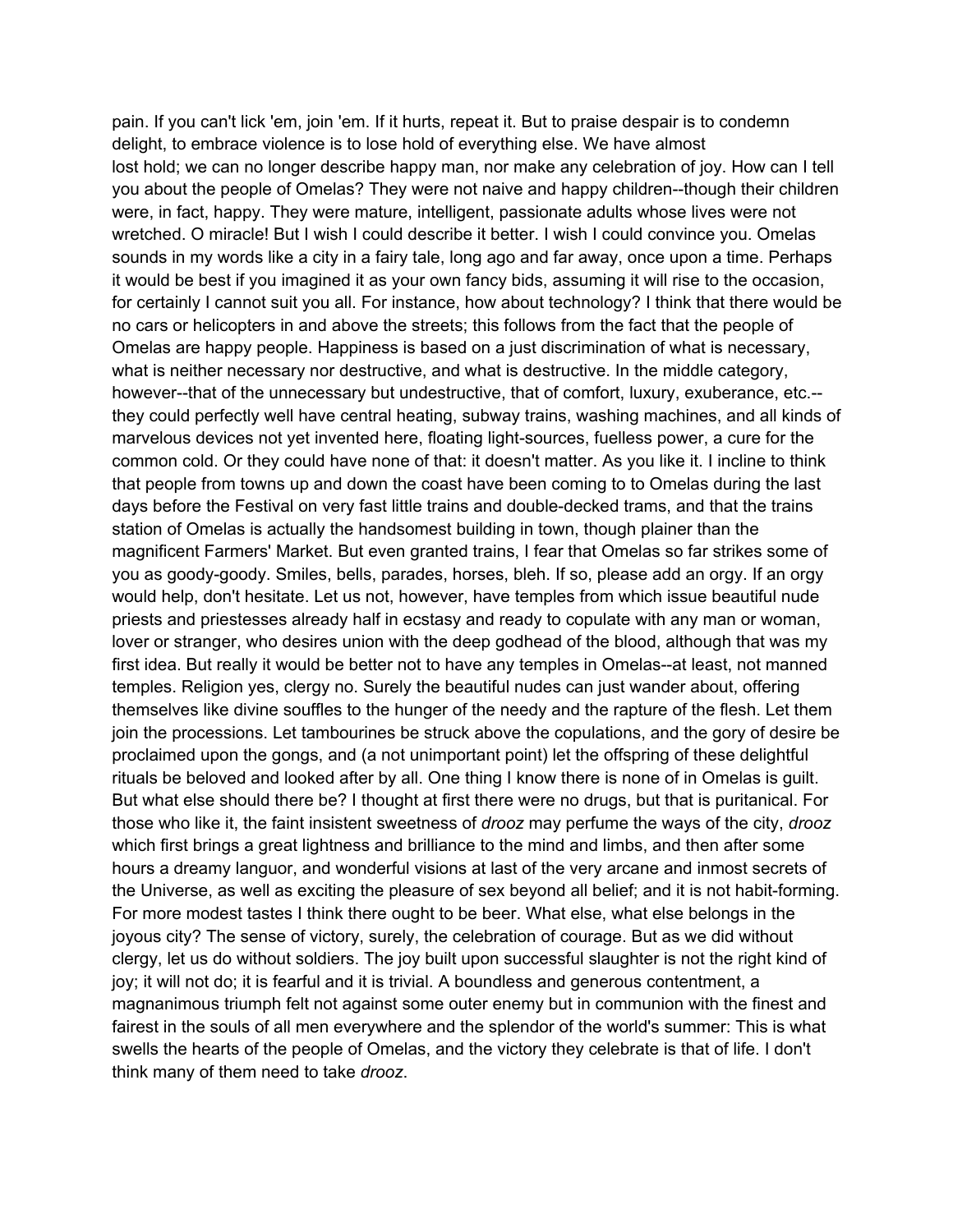pain. If you can't lick 'em, join 'em. If it hurts, repeat it. But to praise despair is to condemn delight, to embrace violence is to lose hold of everything else. We have almost lost hold; we can no longer describe happy man, nor make any celebration of joy. How can I tell you about the people of Omelas? They were not naive and happy children--though their children were, in fact, happy. They were mature, intelligent, passionate adults whose lives were not wretched. O miracle! But I wish I could describe it better. I wish I could convince you. Omelas sounds in my words like a city in a fairy tale, long ago and far away, once upon a time. Perhaps it would be best if you imagined it as your own fancy bids, assuming it will rise to the occasion, for certainly I cannot suit you all. For instance, how about technology? I think that there would be no cars or helicopters in and above the streets; this follows from the fact that the people of Omelas are happy people. Happiness is based on a just discrimination of what is necessary, what is neither necessary nor destructive, and what is destructive. In the middle category, however--that of the unnecessary but undestructive, that of comfort, luxury, exuberance, etc.--they could perfectly well have central heating, subway trains, washing machines, and all kinds of marvelous devices not yet invented here, floating light-sources, fuelless power, a cure for the common cold. Or they could have none of that: it doesn't matter. As you like it. I incline to think that people from towns up and down the coast have been coming to to Omelas during the last days before the Festival on very fast little trains and double-decked trams, and that the trains station of Omelas is actually the handsomest building in town, though plainer than the magnificent Farmers' Market. But even granted trains, I fear that Omelas so far strikes some of you as goody-goody. Smiles, bells, parades, horses, bleh. If so, please add an orgy. If an orgy would help, don't hesitate. Let us not, however, have temples from which issue beautiful nude priests and priestesses already half in ecstasy and ready to copulate with any man or woman, lover or stranger, who desires union with the deep godhead of the blood, although that was my first idea. But really it would be better not to have any temples in Omelas--at least, not manned temples. Religion yes, clergy no. Surely the beautiful nudes can just wander about, offering themselves like divine souffles to the hunger of the needy and the rapture of the flesh. Let them join the processions. Let tambourines be struck above the copulations, and the gory of desire be proclaimed upon the gongs, and (a not unimportant point) let the offspring of these delightful rituals be beloved and looked after by all. One thing I know there is none of in Omelas is guilt. But what else should there be? I thought at first there were no drugs, but that is puritanical. For those who like it, the faint insistent sweetness of *drooz* may perfume the ways of the city, *drooz* which first brings a great lightness and brilliance to the mind and limbs, and then after some hours a dreamy languor, and wonderful visions at last of the very arcane and inmost secrets of the Universe, as well as exciting the pleasure of sex beyond all belief; and it is not habit-forming. For more modest tastes I think there ought to be beer. What else, what else belongs in the joyous city? The sense of victory, surely, the celebration of courage. But as we did without clergy, let us do without soldiers. The joy built upon successful slaughter is not the right kind of joy; it will not do; it is fearful and it is trivial. A boundless and generous contentment, a magnanimous triumph felt not against some outer enemy but in communion with the finest and fairest in the souls of all men everywhere and the splendor of the world's summer: This is what swells the hearts of the people of Omelas, and the victory they celebrate is that of life. I don't think many of them need to take *drooz*.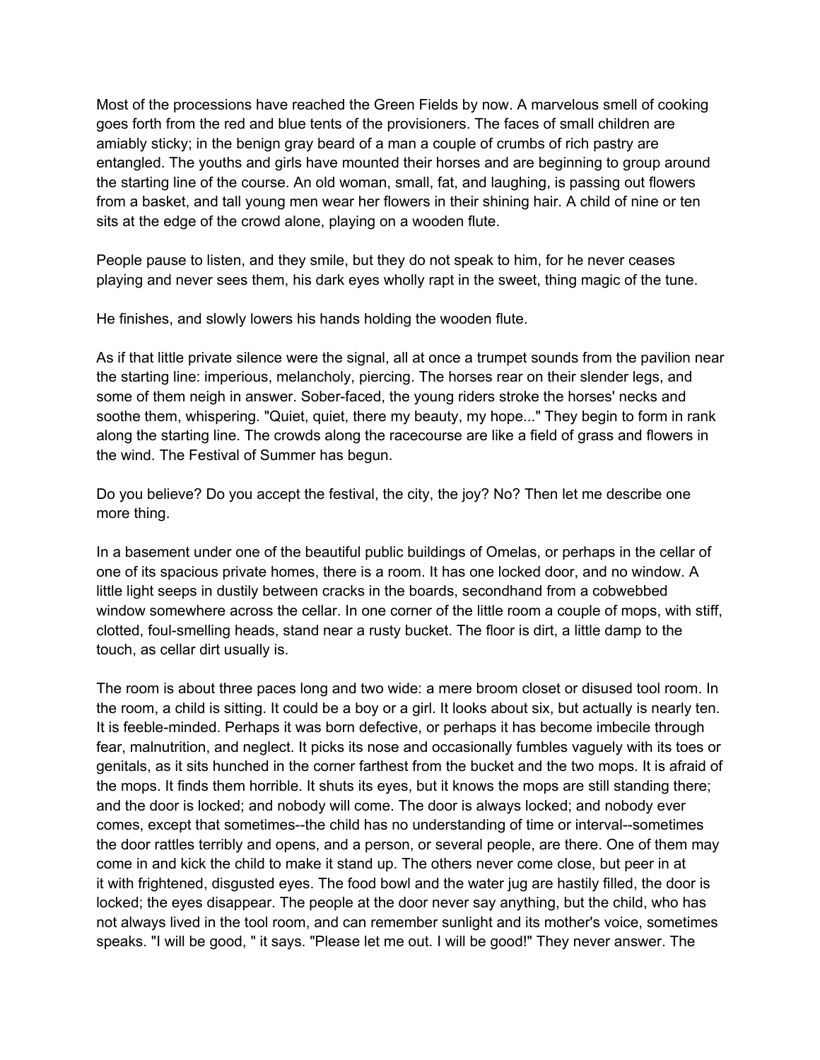Most of the processions have reached the Green Fields by now. A marvelous smell of cooking goes forth from the red and blue tents of the provisioners. The faces of small children are amiably sticky; in the benign gray beard of a man a couple of crumbs of rich pastry are entangled. The youths and girls have mounted their horses and are beginning to group around the starting line of the course. An old woman, small, fat, and laughing, is passing out flowers from a basket, and tall young men wear her flowers in their shining hair. A child of nine or ten sits at the edge of the crowd alone, playing on a wooden flute.

People pause to listen, and they smile, but they do not speak to him, for he never ceases playing and never sees them, his dark eyes wholly rapt in the sweet, thing magic of the tune.

He finishes, and slowly lowers his hands holding the wooden flute.

As if that little private silence were the signal, all at once a trumpet sounds from the pavilion near the starting line: imperious, melancholy, piercing. The horses rear on their slender legs, and some of them neigh in answer. Sober-faced, the young riders stroke the horses' necks and soothe them, whispering. "Quiet, quiet, there my beauty, my hope..." They begin to form in rank along the starting line. The crowds along the racecourse are like a field of grass and flowers in the wind. The Festival of Summer has begun.

Do you believe? Do you accept the festival, the city, the joy? No? Then let me describe one more thing.

In a basement under one of the beautiful public buildings of Omelas, or perhaps in the cellar of one of its spacious private homes, there is a room. It has one locked door, and no window. A little light seeps in dustily between cracks in the boards, secondhand from a cobwebbed window somewhere across the cellar. In one corner of the little room a couple of mops, with stiff, clotted, foul-smelling heads, stand near a rusty bucket. The floor is dirt, a little damp to the touch, as cellar dirt usually is.

The room is about three paces long and two wide: a mere broom closet or disused tool room. In the room, a child is sitting. It could be a boy or a girl. It looks about six, but actually is nearly ten. It is feeble-minded. Perhaps it was born defective, or perhaps it has become imbecile through fear, malnutrition, and neglect. It picks its nose and occasionally fumbles vaguely with its toes or genitals, as it sits hunched in the corner farthest from the bucket and the two mops. It is afraid of the mops. It finds them horrible. It shuts its eyes, but it knows the mops are still standing there; and the door is locked; and nobody will come. The door is always locked; and nobody ever comes, except that sometimes--the child has no understanding of time or interval--sometimes the door rattles terribly and opens, and a person, or several people, are there. One of them may come in and kick the child to make it stand up. The others never come close, but peer in at it with frightened, disgusted eyes. The food bowl and the water jug are hastily filled, the door is locked; the eyes disappear. The people at the door never say anything, but the child, who has not always lived in the tool room, and can remember sunlight and its mother's voice, sometimes speaks. "I will be good, " it says. "Please let me out. I will be good!" They never answer. The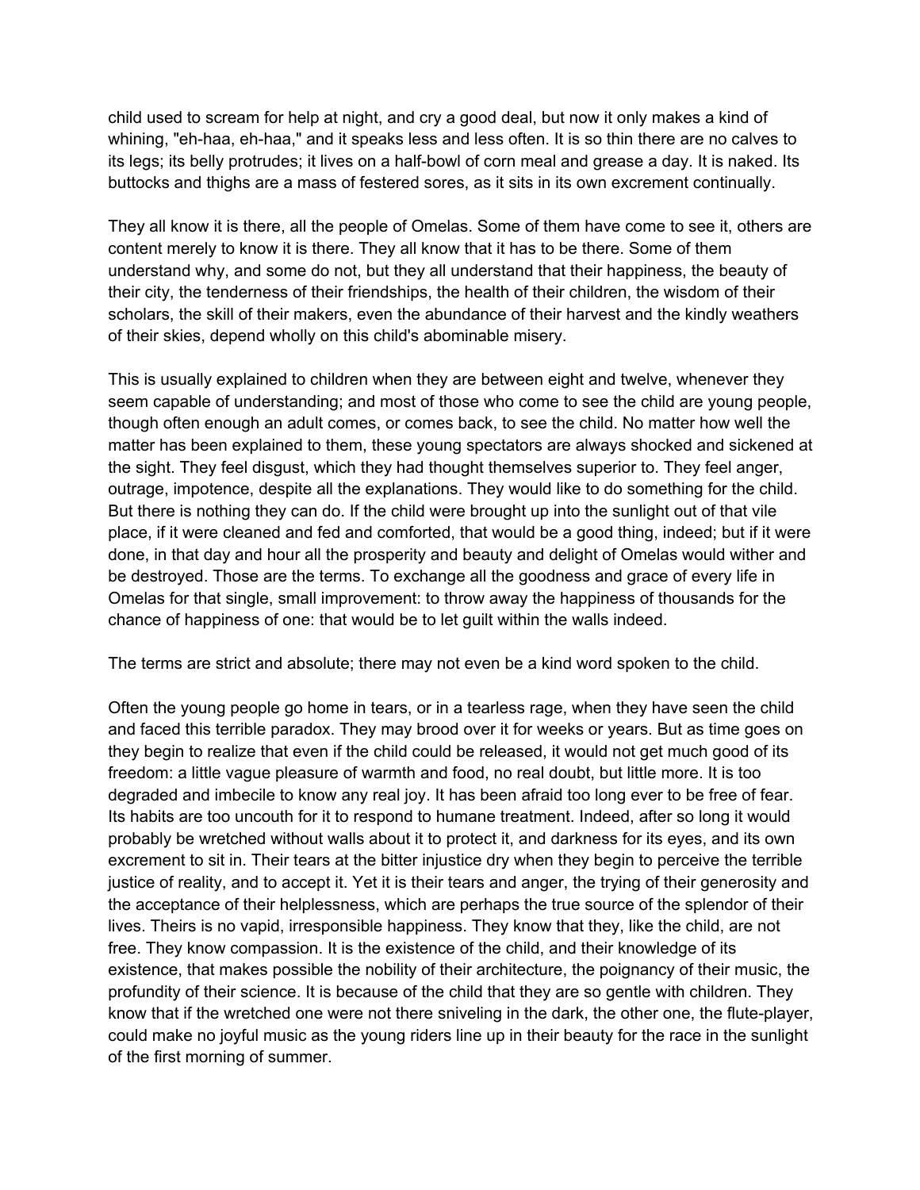child used to scream for help at night, and cry a good deal, but now it only makes a kind of whining, "eh-haa, eh-haa," and it speaks less and less often. It is so thin there are no calves to its legs; its belly protrudes; it lives on a half-bowl of corn meal and grease a day. It is naked. Its buttocks and thighs are a mass of festered sores, as it sits in its own excrement continually.

They all know it is there, all the people of Omelas. Some of them have come to see it, others are content merely to know it is there. They all know that it has to be there. Some of them understand why, and some do not, but they all understand that their happiness, the beauty of their city, the tenderness of their friendships, the health of their children, the wisdom of their scholars, the skill of their makers, even the abundance of their harvest and the kindly weathers of their skies, depend wholly on this child's abominable misery.

This is usually explained to children when they are between eight and twelve, whenever they seem capable of understanding; and most of those who come to see the child are young people, though often enough an adult comes, or comes back, to see the child. No matter how well the matter has been explained to them, these young spectators are always shocked and sickened at the sight. They feel disgust, which they had thought themselves superior to. They feel anger, outrage, impotence, despite all the explanations. They would like to do something for the child. But there is nothing they can do. If the child were brought up into the sunlight out of that vile place, if it were cleaned and fed and comforted, that would be a good thing, indeed; but if it were done, in that day and hour all the prosperity and beauty and delight of Omelas would wither and be destroyed. Those are the terms. To exchange all the goodness and grace of every life in Omelas for that single, small improvement: to throw away the happiness of thousands for the chance of happiness of one: that would be to let guilt within the walls indeed.

The terms are strict and absolute; there may not even be a kind word spoken to the child.

Often the young people go home in tears, or in a tearless rage, when they have seen the child and faced this terrible paradox. They may brood over it for weeks or years. But as time goes on they begin to realize that even if the child could be released, it would not get much good of its freedom: a little vague pleasure of warmth and food, no real doubt, but little more. It is too degraded and imbecile to know any real joy. It has been afraid too long ever to be free of fear. Its habits are too uncouth for it to respond to humane treatment. Indeed, after so long it would probably be wretched without walls about it to protect it, and darkness for its eyes, and its own excrement to sit in. Their tears at the bitter injustice dry when they begin to perceive the terrible justice of reality, and to accept it. Yet it is their tears and anger, the trying of their generosity and the acceptance of their helplessness, which are perhaps the true source of the splendor of their lives. Theirs is no vapid, irresponsible happiness. They know that they, like the child, are not free. They know compassion. It is the existence of the child, and their knowledge of its existence, that makes possible the nobility of their architecture, the poignancy of their music, the profundity of their science. It is because of the child that they are so gentle with children. They know that if the wretched one were not there sniveling in the dark, the other one, the flute-player, could make no joyful music as the young riders line up in their beauty for the race in the sunlight of the first morning of summer.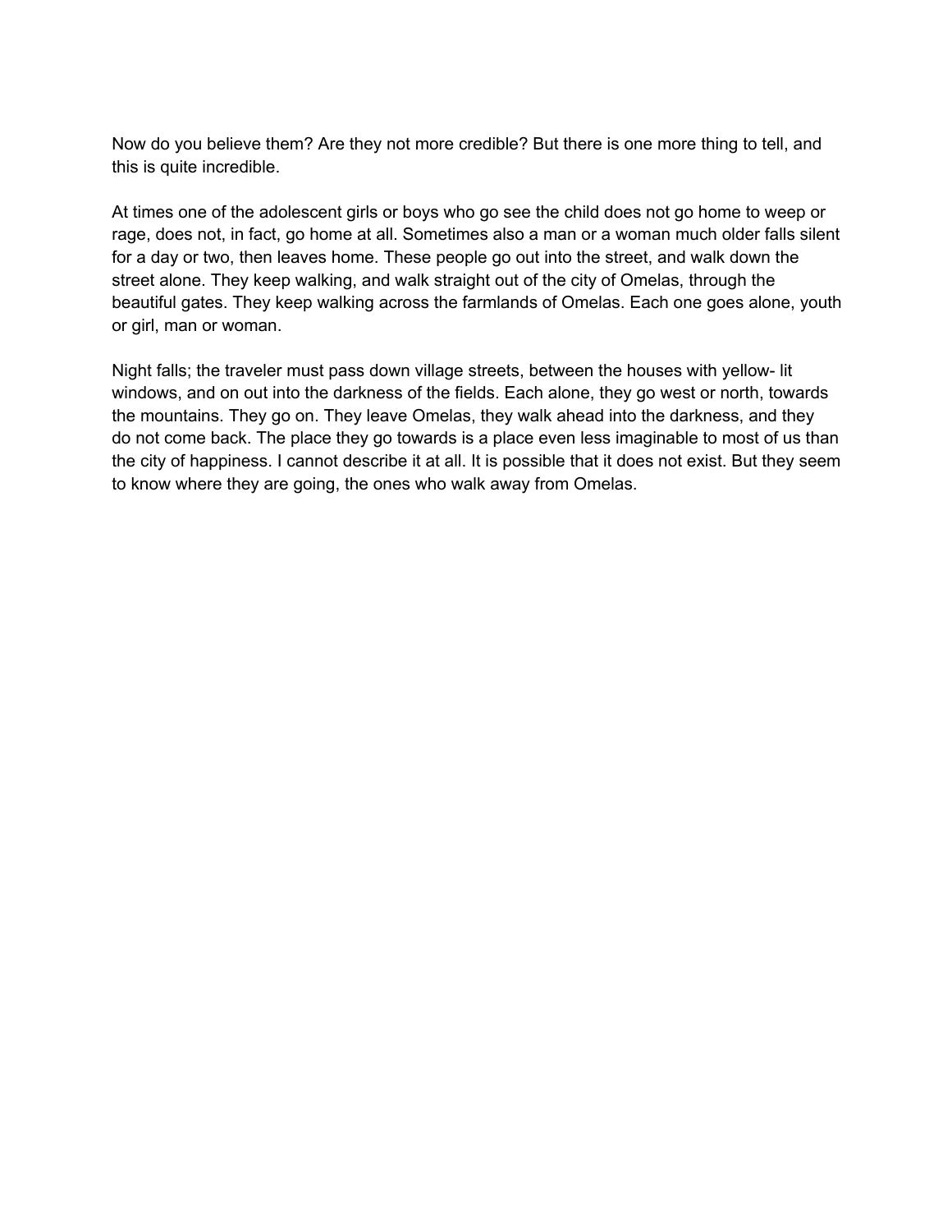Now do you believe them? Are they not more credible? But there is one more thing to tell, and this is quite incredible.

At times one of the adolescent girls or boys who go see the child does not go home to weep or rage, does not, in fact, go home at all. Sometimes also a man or a woman much older falls silent for a day or two, then leaves home. These people go out into the street, and walk down the street alone. They keep walking, and walk straight out of the city of Omelas, through the beautiful gates. They keep walking across the farmlands of Omelas. Each one goes alone, youth or girl, man or woman.

Night falls; the traveler must pass down village streets, between the houses with yellow- lit windows, and on out into the darkness of the fields. Each alone, they go west or north, towards the mountains. They go on. They leave Omelas, they walk ahead into the darkness, and they do not come back. The place they go towards is a place even less imaginable to most of us than the city of happiness. I cannot describe it at all. It is possible that it does not exist. But they seem to know where they are going, the ones who walk away from Omelas.